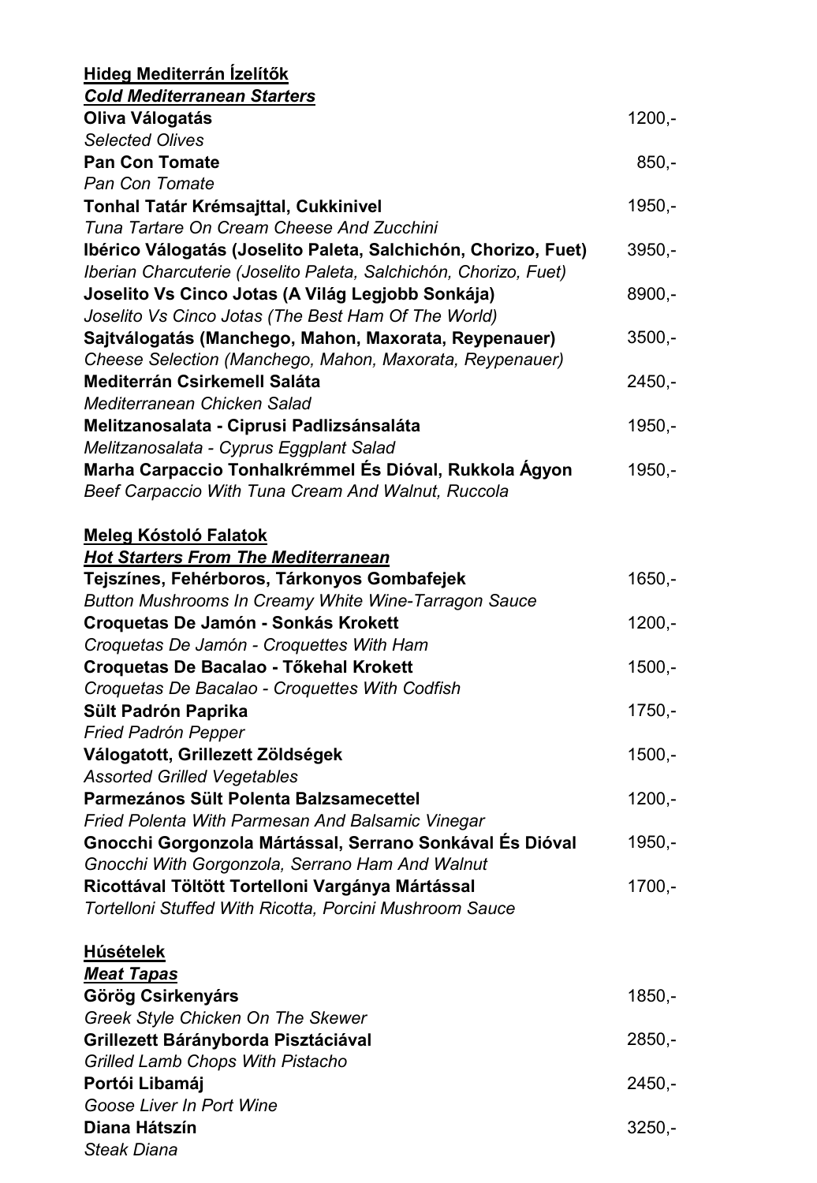## Hideg Mediterrán Ízelítők
### *Cold Mediterranean Starters*

| | |
|---|---|
| **Oliva Válogatás**<br>*Selected Olives* | 1200,- |
| **Pan Con Tomate**<br>*Pan Con Tomate* | 850,- |
| **Tonhal Tatár Krémsajttal, Cukkinivel**<br>*Tuna Tartare On Cream Cheese And Zucchini* | 1950,- |
| **Ibérico Válogatás (Joselito Paleta, Salchichón, Chorizo, Fuet)**<br>*Iberian Charcuterie (Joselito Paleta, Salchichón, Chorizo, Fuet)* | 3950,- |
| **Joselito Vs Cinco Jotas (A Világ Legjobb Sonkája)**<br>*Joselito Vs Cinco Jotas (The Best Ham Of The World)* | 8900,- |
| **Sajtválogatás (Manchego, Mahon, Maxorata, Reypenauer)**<br>*Cheese Selection (Manchego, Mahon, Maxorata, Reypenauer)* | 3500,- |
| **Mediterrán Csirkemell Saláta**<br>*Mediterranean Chicken Salad* | 2450,- |
| **Melitzanosalata - Ciprusi Padlizsánsaláta**<br>*Melitzanosalata - Cyprus Eggplant Salad* | 1950,- |
| **Marha Carpaccio Tonhalkrémmel És Dióval, Rukkola Ágyon**<br>*Beef Carpaccio With Tuna Cream And Walnut, Ruccola* | 1950,- |

## Meleg Kóstoló Falatok
### *Hot Starters From The Mediterranean*

| | |
|---|---|
| **Tejszínes, Fehérboros, Tárkonyos Gombafejek**<br>*Button Mushrooms In Creamy White Wine-Tarragon Sauce* | 1650,- |
| **Croquetas De Jamón - Sonkás Krokett**<br>*Croquetas De Jamón - Croquettes With Ham* | 1200,- |
| **Croquetas De Bacalao - Tőkehal Krokett**<br>*Croquetas De Bacalao - Croquettes With Codfish* | 1500,- |
| **Sült Padrón Paprika**<br>*Fried Padrón Pepper* | 1750,- |
| **Válogatott, Grillezett Zöldségek**<br>*Assorted Grilled Vegetables* | 1500,- |
| **Parmezános Sült Polenta Balzsamecettel**<br>*Fried Polenta With Parmesan And Balsamic Vinegar* | 1200,- |
| **Gnocchi Gorgonzola Mártással, Serrano Sonkával És Dióval**<br>*Gnocchi With Gorgonzola, Serrano Ham And Walnut* | 1950,- |
| **Ricottával Töltött Tortelloni Vargánya Mártással**<br>*Tortelloni Stuffed With Ricotta, Porcini Mushroom Sauce* | 1700,- |

## Húsételek
### *Meat Tapas*

| | |
|---|---|
| **Görög Csirkenyárs**<br>*Greek Style Chicken On The Skewer* | 1850,- |
| **Grillezett Bárányborda Pisztáciával**<br>*Grilled Lamb Chops With Pistacho* | 2850,- |
| **Portói Libamáj**<br>*Goose Liver In Port Wine* | 2450,- |
| **Diana Hátszín**<br>*Steak Diana* | 3250,- |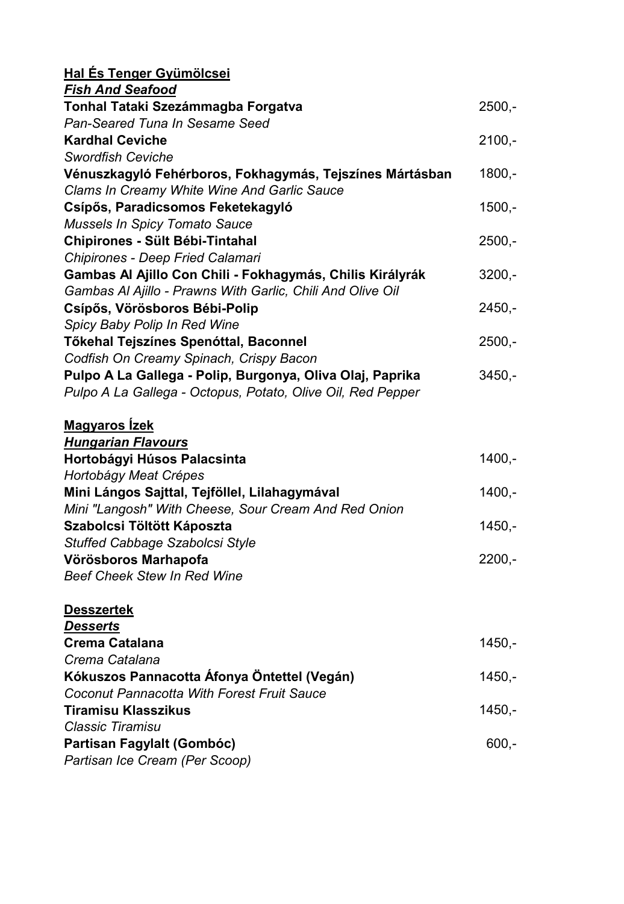## Hal És Tenger Gyümölcsei

### *Fish And Seafood*

| | |
|---|---|
| **Tonhal Tataki Szezámmagba Forgatva**<br>*Pan-Seared Tuna In Sesame Seed* | 2500,- |
| **Kardhal Ceviche**<br>*Swordfish Ceviche* | 2100,- |
| **Vénuszkagyló Fehérboros, Fokhagymás, Tejszínes Mártásban**<br>*Clams In Creamy White Wine And Garlic Sauce* | 1800,- |
| **Csípős, Paradicsomos Feketekagyló**<br>*Mussels In Spicy Tomato Sauce* | 1500,- |
| **Chipirones - Sült Bébi-Tintahal**<br>*Chipirones - Deep Fried Calamari* | 2500,- |
| **Gambas Al Ajillo Con Chili - Fokhagymás, Chilis Királyrák**<br>*Gambas Al Ajillo - Prawns With Garlic, Chili And Olive Oil* | 3200,- |
| **Csípős, Vörösboros Bébi-Polip**<br>*Spicy Baby Polip In Red Wine* | 2450,- |
| **Tőkehal Tejszínes Spenóttal, Baconnel**<br>*Codfish On Creamy Spinach, Crispy Bacon* | 2500,- |
| **Pulpo A La Gallega - Polip, Burgonya, Oliva Olaj, Paprika**<br>*Pulpo A La Gallega - Octopus, Potato, Olive Oil, Red Pepper* | 3450,- |

## Magyaros Ízek

### *Hungarian Flavours*

| | |
|---|---|
| **Hortobágyi Húsos Palacsinta**<br>*Hortobágy Meat Crépes* | 1400,- |
| **Mini Lángos Sajttal, Tejföllel, Lilahagymával**<br>*Mini "Langosh" With Cheese, Sour Cream And Red Onion* | 1400,- |
| **Szabolcsi Töltött Káposzta**<br>*Stuffed Cabbage Szabolcsi Style* | 1450,- |
| **Vörösboros Marhapofa**<br>*Beef Cheek Stew In Red Wine* | 2200,- |

## Desszertek

### *Desserts*

| | |
|---|---|
| **Crema Catalana**<br>*Crema Catalana* | 1450,- |
| **Kókuszos Pannacotta Áfonya Öntettel (Vegán)**<br>*Coconut Pannacotta With Forest Fruit Sauce* | 1450,- |
| **Tiramisu Klasszikus**<br>*Classic Tiramisu* | 1450,- |
| **Partisan Fagylalt (Gombóc)**<br>*Partisan Ice Cream (Per Scoop)* | 600,- |